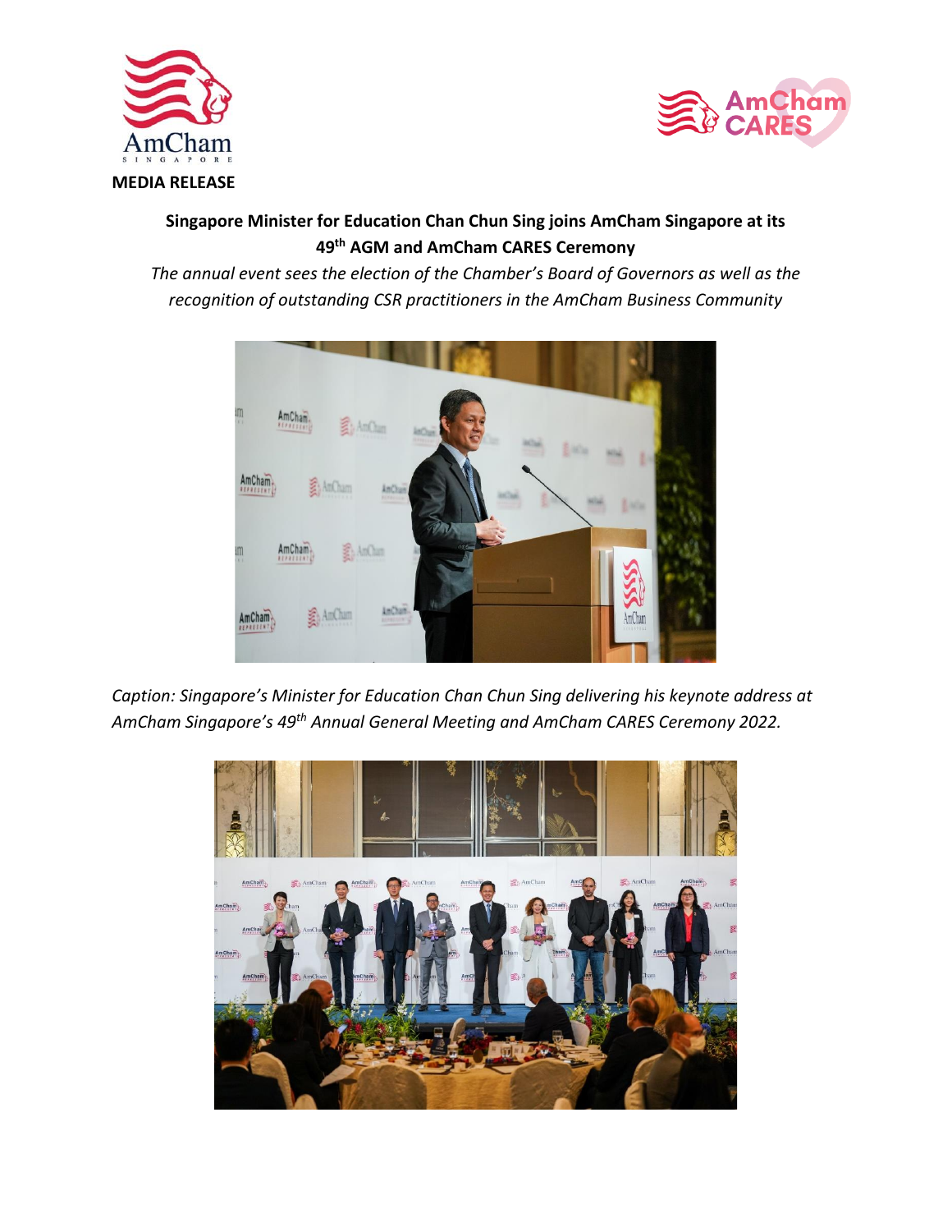**MEDIA RELEASE**

## Singapore Minister for Education Chan Chun Sing joins AmCham Singapore at its 49th AGM and AmCham CARES Ceremony

*The annual event sees the election of the Chamber's Board of Governors as well as the recognition of outstanding CSR practitioners in the AmCham Business Community*

*Caption: Singapore's Minister for Education Chan Chun Sing delivering his keynote address at AmCham Singapore's 49th Annual General Meeting and AmCham CARES Ceremony 2022.*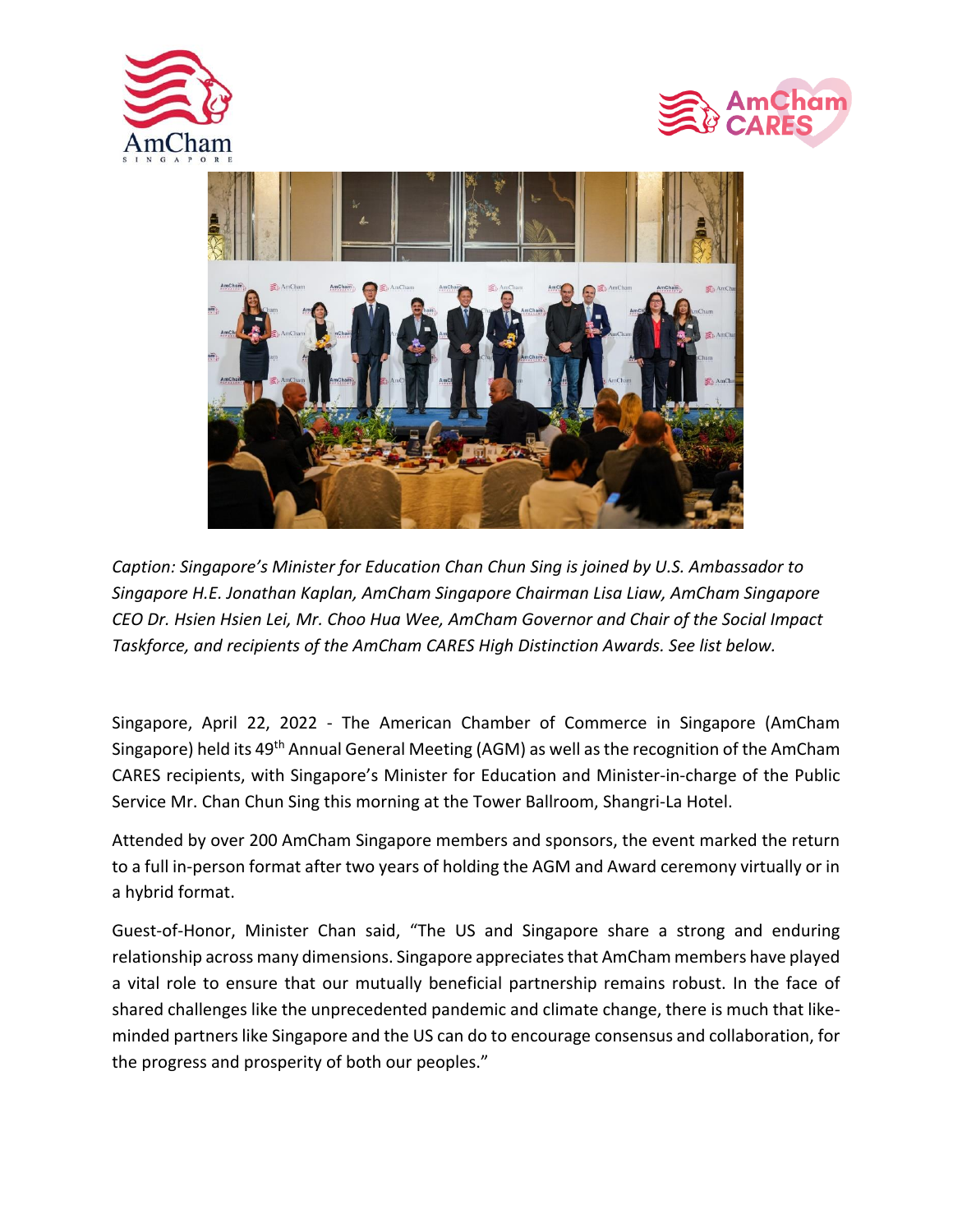*Caption: Singapore's Minister for Education Chan Chun Sing is joined by U.S. Ambassador to Singapore H.E. Jonathan Kaplan, AmCham Singapore Chairman Lisa Liaw, AmCham Singapore CEO Dr. Hsien Hsien Lei, Mr. Choo Hua Wee, AmCham Governor and Chair of the Social Impact Taskforce, and recipients of the AmCham CARES High Distinction Awards. See list below.*

Singapore, April 22, 2022 - The American Chamber of Commerce in Singapore (AmCham Singapore) held its 49th Annual General Meeting (AGM) as well as the recognition of the AmCham CARES recipients, with Singapore's Minister for Education and Minister-in-charge of the Public Service Mr. Chan Chun Sing this morning at the Tower Ballroom, Shangri-La Hotel.

Attended by over 200 AmCham Singapore members and sponsors, the event marked the return to a full in-person format after two years of holding the AGM and Award ceremony virtually or in a hybrid format.

Guest-of-Honor, Minister Chan said, "The US and Singapore share a strong and enduring relationship across many dimensions. Singapore appreciates that AmCham members have played a vital role to ensure that our mutually beneficial partnership remains robust. In the face of shared challenges like the unprecedented pandemic and climate change, there is much that like-minded partners like Singapore and the US can do to encourage consensus and collaboration, for the progress and prosperity of both our peoples."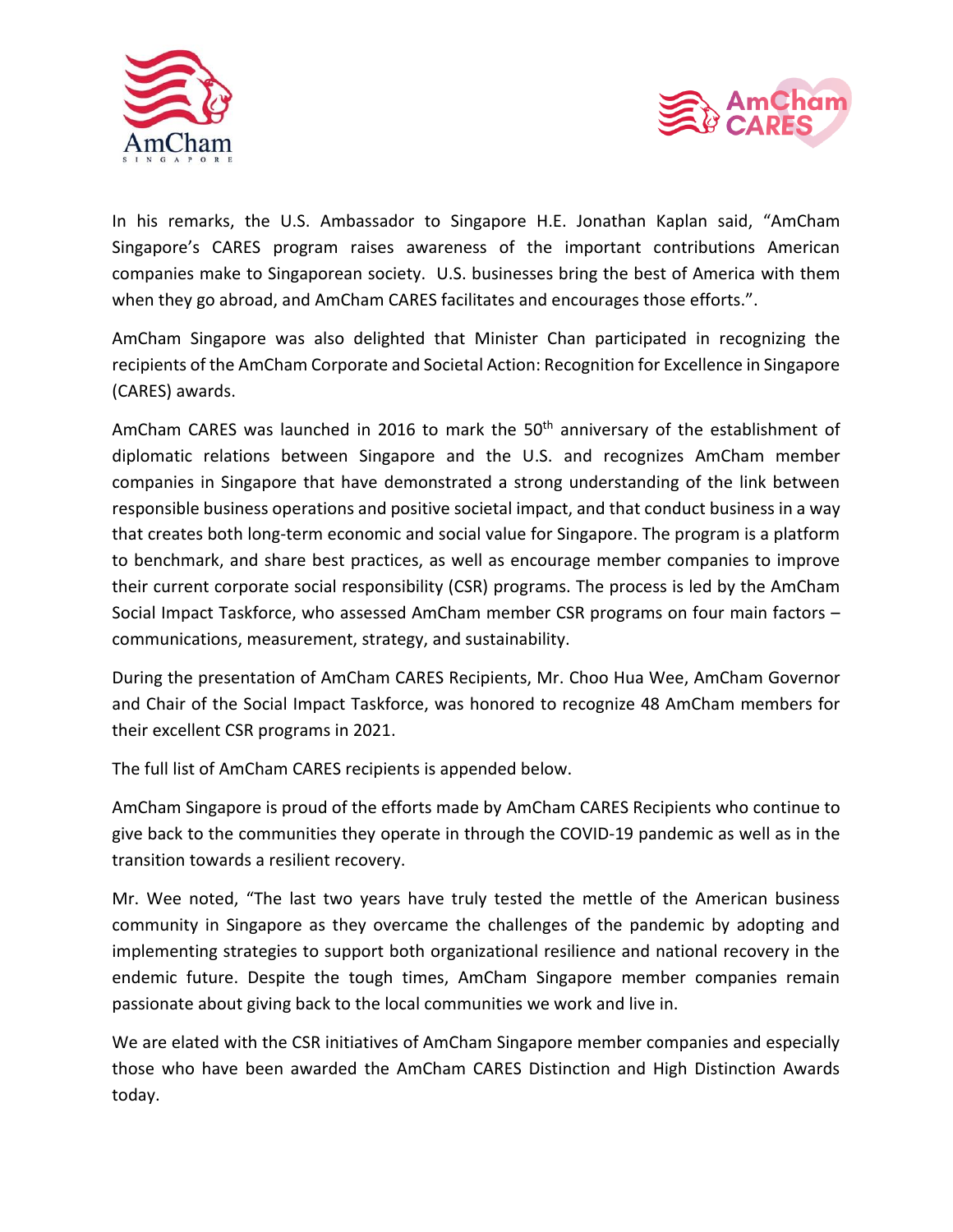In his remarks, the U.S. Ambassador to Singapore H.E. Jonathan Kaplan said, "AmCham Singapore's CARES program raises awareness of the important contributions American companies make to Singaporean society. U.S. businesses bring the best of America with them when they go abroad, and AmCham CARES facilitates and encourages those efforts.".

AmCham Singapore was also delighted that Minister Chan participated in recognizing the recipients of the AmCham Corporate and Societal Action: Recognition for Excellence in Singapore (CARES) awards.

AmCham CARES was launched in 2016 to mark the 50th anniversary of the establishment of diplomatic relations between Singapore and the U.S. and recognizes AmCham member companies in Singapore that have demonstrated a strong understanding of the link between responsible business operations and positive societal impact, and that conduct business in a way that creates both long-term economic and social value for Singapore. The program is a platform to benchmark, and share best practices, as well as encourage member companies to improve their current corporate social responsibility (CSR) programs. The process is led by the AmCham Social Impact Taskforce, who assessed AmCham member CSR programs on four main factors – communications, measurement, strategy, and sustainability.

During the presentation of AmCham CARES Recipients, Mr. Choo Hua Wee, AmCham Governor and Chair of the Social Impact Taskforce, was honored to recognize 48 AmCham members for their excellent CSR programs in 2021.

The full list of AmCham CARES recipients is appended below.

AmCham Singapore is proud of the efforts made by AmCham CARES Recipients who continue to give back to the communities they operate in through the COVID-19 pandemic as well as in the transition towards a resilient recovery.

Mr. Wee noted, "The last two years have truly tested the mettle of the American business community in Singapore as they overcame the challenges of the pandemic by adopting and implementing strategies to support both organizational resilience and national recovery in the endemic future. Despite the tough times, AmCham Singapore member companies remain passionate about giving back to the local communities we work and live in.

We are elated with the CSR initiatives of AmCham Singapore member companies and especially those who have been awarded the AmCham CARES Distinction and High Distinction Awards today.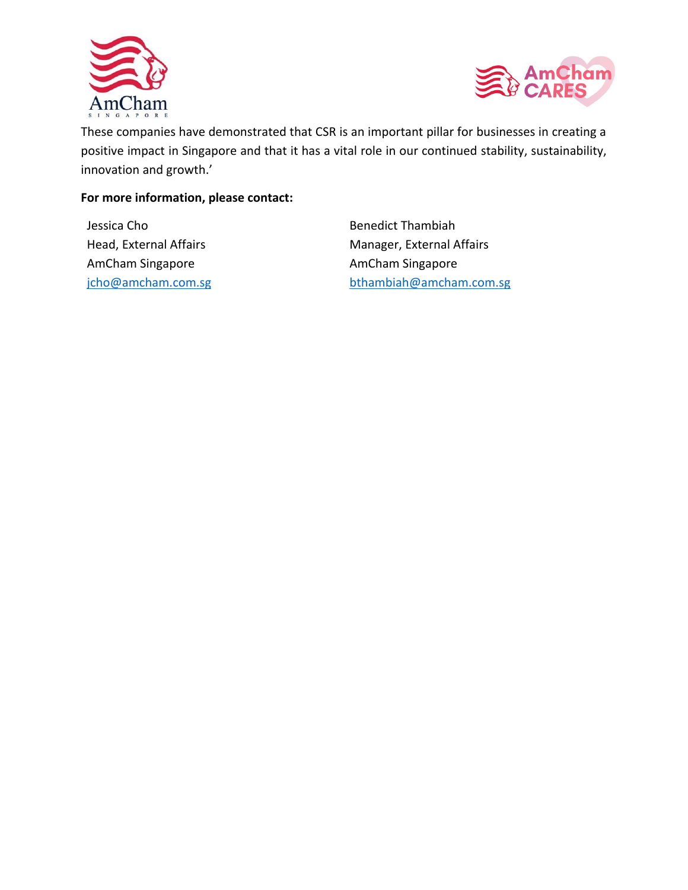These companies have demonstrated that CSR is an important pillar for businesses in creating a positive impact in Singapore and that it has a vital role in our continued stability, sustainability, innovation and growth.'

**For more information, please contact:**

Jessica Cho
Head, External Affairs
AmCham Singapore
jcho@amcham.com.sg

Benedict Thambiah
Manager, External Affairs
AmCham Singapore
bthambiah@amcham.com.sg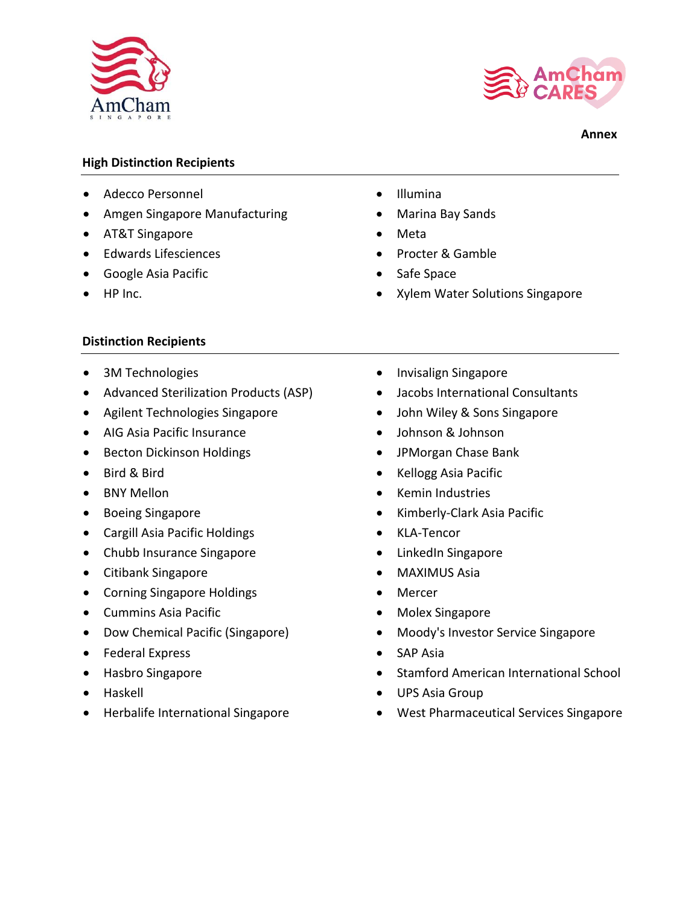**Annex**

## High Distinction Recipients

- Adecco Personnel
- Amgen Singapore Manufacturing
- AT&T Singapore
- Edwards Lifesciences
- Google Asia Pacific
- HP Inc.
- Illumina
- Marina Bay Sands
- Meta
- Procter & Gamble
- Safe Space
- Xylem Water Solutions Singapore

## Distinction Recipients

- 3M Technologies
- Advanced Sterilization Products (ASP)
- Agilent Technologies Singapore
- AIG Asia Pacific Insurance
- Becton Dickinson Holdings
- Bird & Bird
- BNY Mellon
- Boeing Singapore
- Cargill Asia Pacific Holdings
- Chubb Insurance Singapore
- Citibank Singapore
- Corning Singapore Holdings
- Cummins Asia Pacific
- Dow Chemical Pacific (Singapore)
- Federal Express
- Hasbro Singapore
- Haskell
- Herbalife International Singapore
- Invisalign Singapore
- Jacobs International Consultants
- John Wiley & Sons Singapore
- Johnson & Johnson
- JPMorgan Chase Bank
- Kellogg Asia Pacific
- Kemin Industries
- Kimberly-Clark Asia Pacific
- KLA-Tencor
- LinkedIn Singapore
- MAXIMUS Asia
- Mercer
- Molex Singapore
- Moody's Investor Service Singapore
- SAP Asia
- Stamford American International School
- UPS Asia Group
- West Pharmaceutical Services Singapore